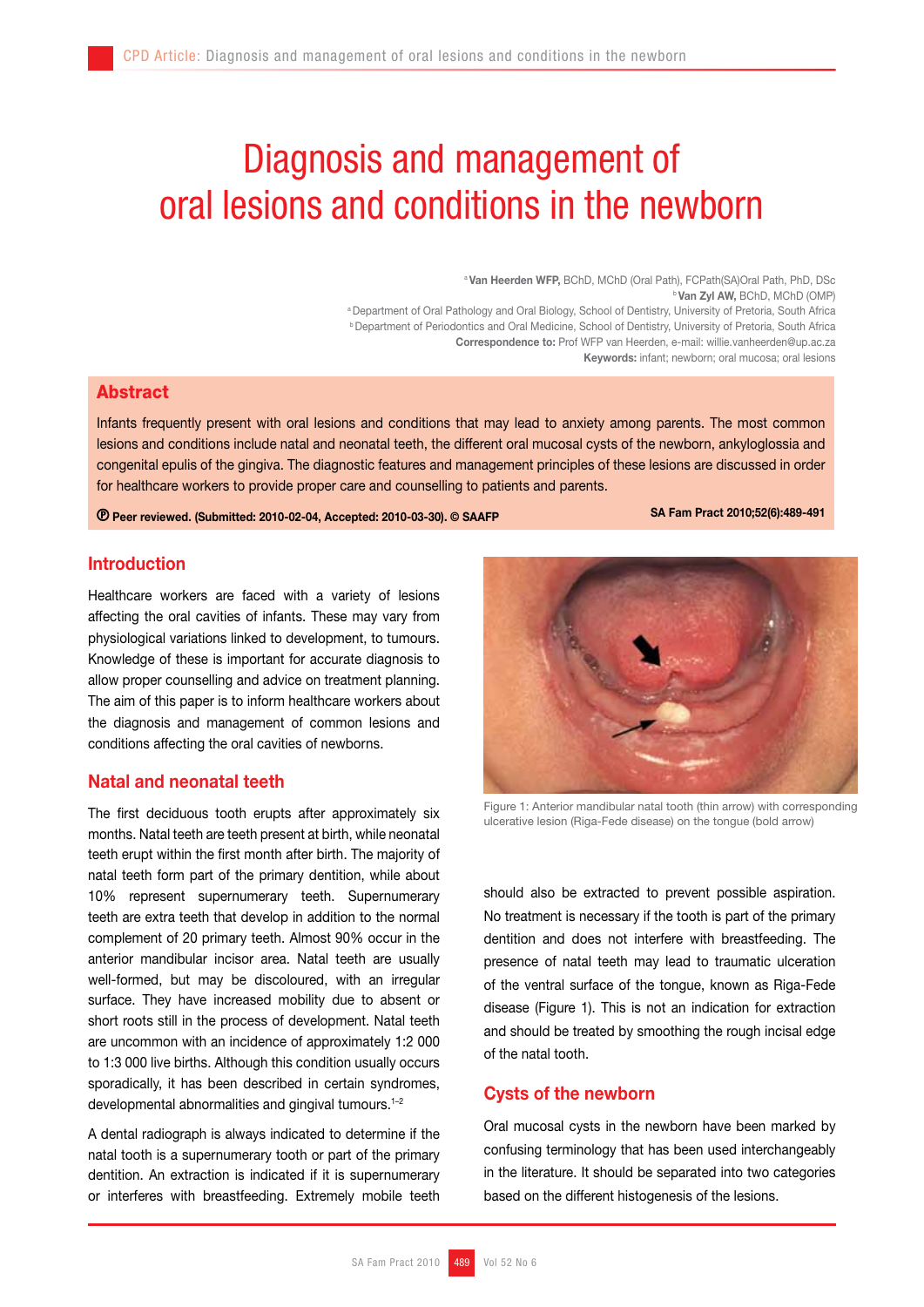# Diagnosis and management of oral lesions and conditions in the newborn

[a]**Van Heerden WFP,** BChD, MChD (Oral Path), FCPath(SA)Oral Path, PhD, DSc
[b]**Van Zyl AW,** BChD, MChD (OMP)
[a]Department of Oral Pathology and Oral Biology, School of Dentistry, University of Pretoria, South Africa
[b]Department of Periodontics and Oral Medicine, School of Dentistry, University of Pretoria, South Africa
**Correspondence to:** Prof WFP van Heerden, e-mail: willie.vanheerden@up.ac.za
**Keywords:** infant; newborn; oral mucosa; oral lesions

## Abstract

Infants frequently present with oral lesions and conditions that may lead to anxiety among parents. The most common lesions and conditions include natal and neonatal teeth, the different oral mucosal cysts of the newborn, ankyloglossia and congenital epulis of the gingiva. The diagnostic features and management principles of these lesions are discussed in order for healthcare workers to provide proper care and counselling to patients and parents.

**Ⓟ Peer reviewed. (Submitted: 2010-02-04, Accepted: 2010-03-30). © SAAFP** **SA Fam Pract 2010;52(6):489-491**

## Introduction

Healthcare workers are faced with a variety of lesions affecting the oral cavities of infants. These may vary from physiological variations linked to development, to tumours. Knowledge of these is important for accurate diagnosis to allow proper counselling and advice on treatment planning. The aim of this paper is to inform healthcare workers about the diagnosis and management of common lesions and conditions affecting the oral cavities of newborns.

## Natal and neonatal teeth

The first deciduous tooth erupts after approximately six months. Natal teeth are teeth present at birth, while neonatal teeth erupt within the first month after birth. The majority of natal teeth form part of the primary dentition, while about 10% represent supernumerary teeth. Supernumerary teeth are extra teeth that develop in addition to the normal complement of 20 primary teeth. Almost 90% occur in the anterior mandibular incisor area. Natal teeth are usually well-formed, but may be discoloured, with an irregular surface. They have increased mobility due to absent or short roots still in the process of development. Natal teeth are uncommon with an incidence of approximately 1:2 000 to 1:3 000 live births. Although this condition usually occurs sporadically, it has been described in certain syndromes, developmental abnormalities and gingival tumours.[1–2]

A dental radiograph is always indicated to determine if the natal tooth is a supernumerary tooth or part of the primary dentition. An extraction is indicated if it is supernumerary or interferes with breastfeeding. Extremely mobile teeth should also be extracted to prevent possible aspiration. No treatment is necessary if the tooth is part of the primary dentition and does not interfere with breastfeeding. The presence of natal teeth may lead to traumatic ulceration of the ventral surface of the tongue, known as Riga-Fede disease (Figure 1). This is not an indication for extraction and should be treated by smoothing the rough incisal edge of the natal tooth.

Figure 1: Anterior mandibular natal tooth (thin arrow) with corresponding ulcerative lesion (Riga-Fede disease) on the tongue (bold arrow)

## Cysts of the newborn

Oral mucosal cysts in the newborn have been marked by confusing terminology that has been used interchangeably in the literature. It should be separated into two categories based on the different histogenesis of the lesions.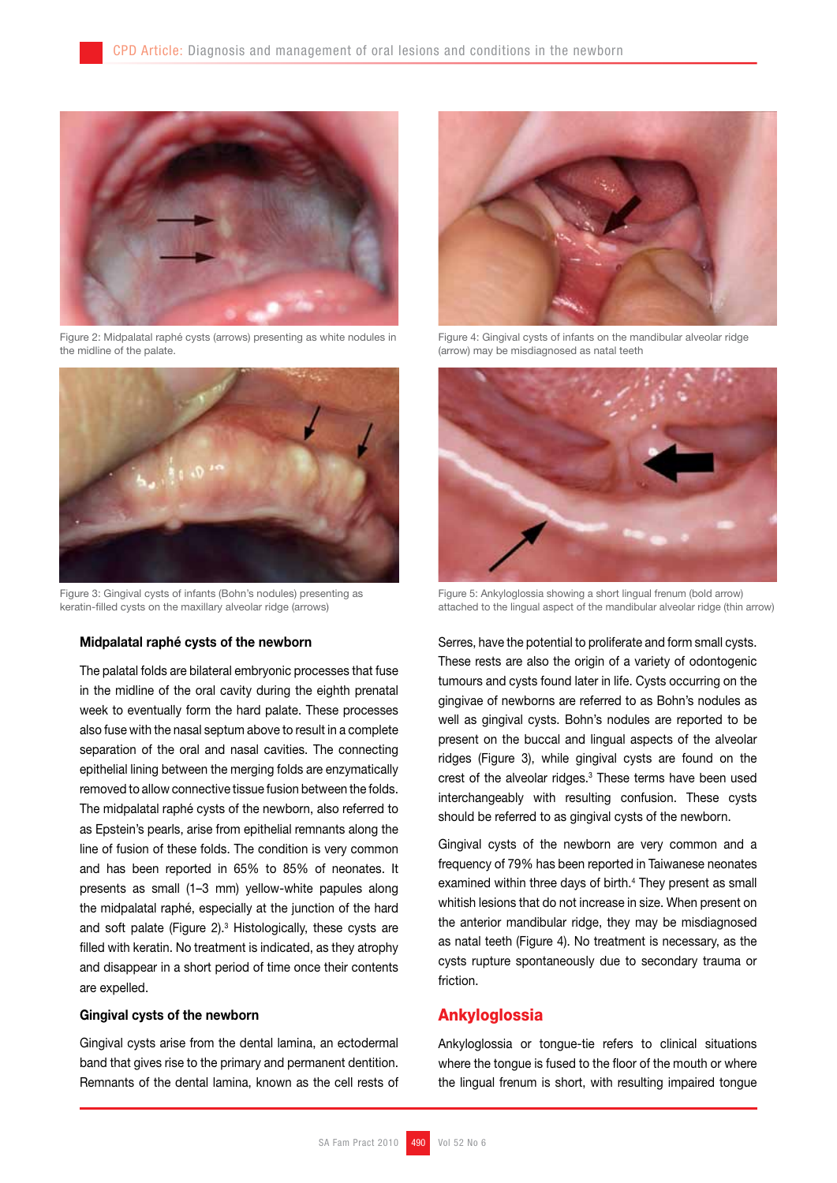Figure 2: Midpalatal raphé cysts (arrows) presenting as white nodules in the midline of the palate.

Figure 3: Gingival cysts of infants (Bohn's nodules) presenting as keratin-filled cysts on the maxillary alveolar ridge (arrows)

Figure 4: Gingival cysts of infants on the mandibular alveolar ridge (arrow) may be misdiagnosed as natal teeth

Figure 5: Ankyloglossia showing a short lingual frenum (bold arrow) attached to the lingual aspect of the mandibular alveolar ridge (thin arrow)

### Midpalatal raphé cysts of the newborn

The palatal folds are bilateral embryonic processes that fuse in the midline of the oral cavity during the eighth prenatal week to eventually form the hard palate. These processes also fuse with the nasal septum above to result in a complete separation of the oral and nasal cavities. The connecting epithelial lining between the merging folds are enzymatically removed to allow connective tissue fusion between the folds. The midpalatal raphé cysts of the newborn, also referred to as Epstein's pearls, arise from epithelial remnants along the line of fusion of these folds. The condition is very common and has been reported in 65% to 85% of neonates. It presents as small (1–3 mm) yellow-white papules along the midpalatal raphé, especially at the junction of the hard and soft palate (Figure 2).[3] Histologically, these cysts are filled with keratin. No treatment is indicated, as they atrophy and disappear in a short period of time once their contents are expelled.

### Gingival cysts of the newborn

Gingival cysts arise from the dental lamina, an ectodermal band that gives rise to the primary and permanent dentition. Remnants of the dental lamina, known as the cell rests of Serres, have the potential to proliferate and form small cysts. These rests are also the origin of a variety of odontogenic tumours and cysts found later in life. Cysts occurring on the gingivae of newborns are referred to as Bohn's nodules as well as gingival cysts. Bohn's nodules are reported to be present on the buccal and lingual aspects of the alveolar ridges (Figure 3), while gingival cysts are found on the crest of the alveolar ridges.[3] These terms have been used interchangeably with resulting confusion. These cysts should be referred to as gingival cysts of the newborn.

Gingival cysts of the newborn are very common and a frequency of 79% has been reported in Taiwanese neonates examined within three days of birth.[4] They present as small whitish lesions that do not increase in size. When present on the anterior mandibular ridge, they may be misdiagnosed as natal teeth (Figure 4). No treatment is necessary, as the cysts rupture spontaneously due to secondary trauma or friction.

## Ankyloglossia

Ankyloglossia or tongue-tie refers to clinical situations where the tongue is fused to the floor of the mouth or where the lingual frenum is short, with resulting impaired tongue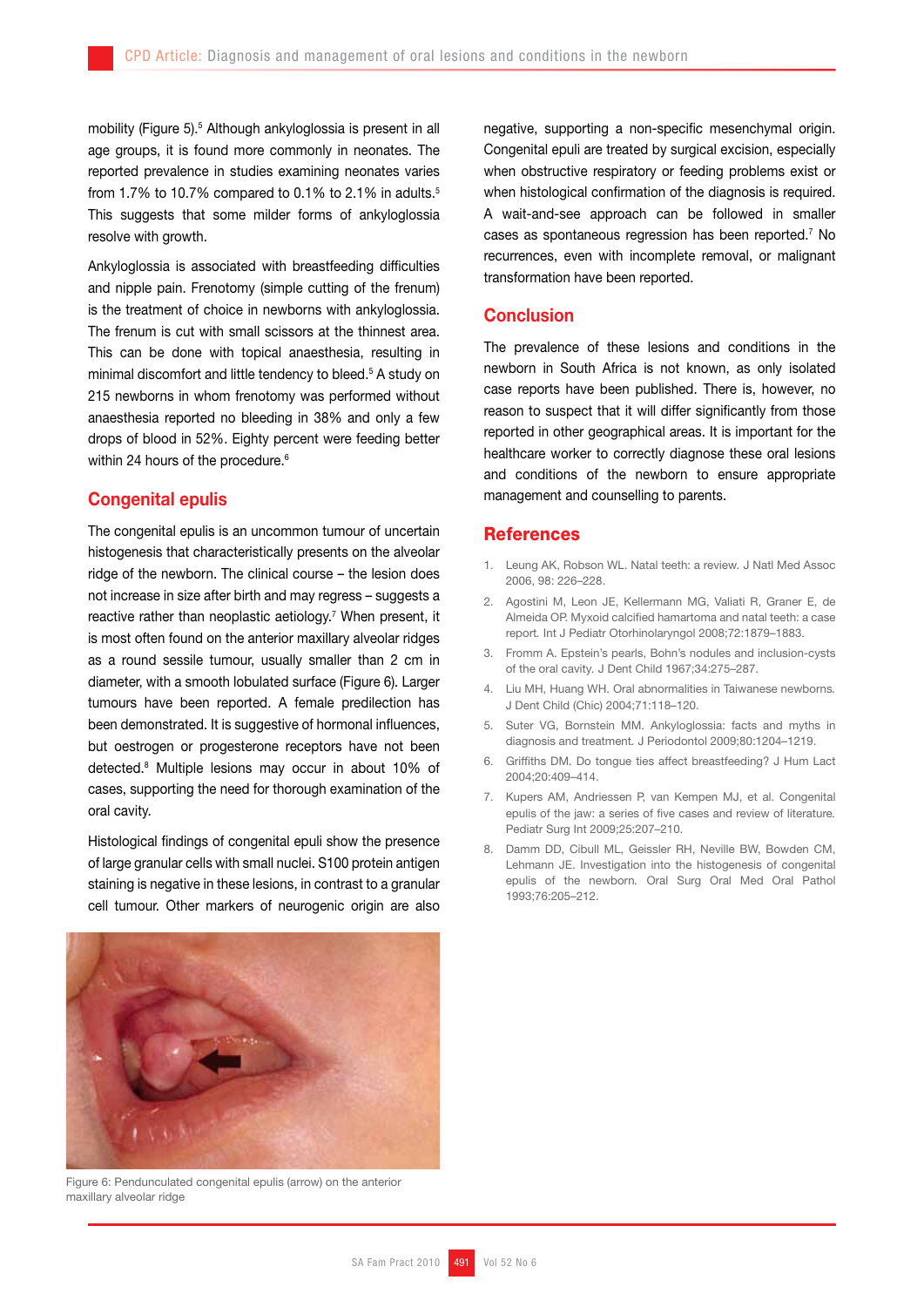mobility (Figure 5).[5] Although ankyloglossia is present in all age groups, it is found more commonly in neonates. The reported prevalence in studies examining neonates varies from 1.7% to 10.7% compared to 0.1% to 2.1% in adults.[5] This suggests that some milder forms of ankyloglossia resolve with growth.

Ankyloglossia is associated with breastfeeding difficulties and nipple pain. Frenotomy (simple cutting of the frenum) is the treatment of choice in newborns with ankyloglossia. The frenum is cut with small scissors at the thinnest area. This can be done with topical anaesthesia, resulting in minimal discomfort and little tendency to bleed.[5] A study on 215 newborns in whom frenotomy was performed without anaesthesia reported no bleeding in 38% and only a few drops of blood in 52%. Eighty percent were feeding better within 24 hours of the procedure.[6]

## Congenital epulis

The congenital epulis is an uncommon tumour of uncertain histogenesis that characteristically presents on the alveolar ridge of the newborn. The clinical course – the lesion does not increase in size after birth and may regress – suggests a reactive rather than neoplastic aetiology.[7] When present, it is most often found on the anterior maxillary alveolar ridges as a round sessile tumour, usually smaller than 2 cm in diameter, with a smooth lobulated surface (Figure 6). Larger tumours have been reported. A female predilection has been demonstrated. It is suggestive of hormonal influences, but oestrogen or progesterone receptors have not been detected.[8] Multiple lesions may occur in about 10% of cases, supporting the need for thorough examination of the oral cavity.

Histological findings of congenital epuli show the presence of large granular cells with small nuclei. S100 protein antigen staining is negative in these lesions, in contrast to a granular cell tumour. Other markers of neurogenic origin are also negative, supporting a non-specific mesenchymal origin. Congenital epuli are treated by surgical excision, especially when obstructive respiratory or feeding problems exist or when histological confirmation of the diagnosis is required. A wait-and-see approach can be followed in smaller cases as spontaneous regression has been reported.[7] No recurrences, even with incomplete removal, or malignant transformation have been reported.

Figure 6: Pendunculated congenital epulis (arrow) on the anterior maxillary alveolar ridge

## Conclusion

The prevalence of these lesions and conditions in the newborn in South Africa is not known, as only isolated case reports have been published. There is, however, no reason to suspect that it will differ significantly from those reported in other geographical areas. It is important for the healthcare worker to correctly diagnose these oral lesions and conditions of the newborn to ensure appropriate management and counselling to parents.

## References

1. Leung AK, Robson WL. Natal teeth: a review. J Natl Med Assoc 2006, 98: 226–228.
2. Agostini M, Leon JE, Kellermann MG, Valiati R, Graner E, de Almeida OP. Myxoid calcified hamartoma and natal teeth: a case report. Int J Pediatr Otorhinolaryngol 2008;72:1879–1883.
3. Fromm A. Epstein's pearls, Bohn's nodules and inclusion-cysts of the oral cavity. J Dent Child 1967;34:275–287.
4. Liu MH, Huang WH. Oral abnormalities in Taiwanese newborns. J Dent Child (Chic) 2004;71:118–120.
5. Suter VG, Bornstein MM. Ankyloglossia: facts and myths in diagnosis and treatment. J Periodontol 2009;80:1204–1219.
6. Griffiths DM. Do tongue ties affect breastfeeding? J Hum Lact 2004;20:409–414.
7. Kupers AM, Andriessen P, van Kempen MJ, et al. Congenital epulis of the jaw: a series of five cases and review of literature. Pediatr Surg Int 2009;25:207–210.
8. Damm DD, Cibull ML, Geissler RH, Neville BW, Bowden CM, Lehmann JE. Investigation into the histogenesis of congenital epulis of the newborn. Oral Surg Oral Med Oral Pathol 1993;76:205–212.